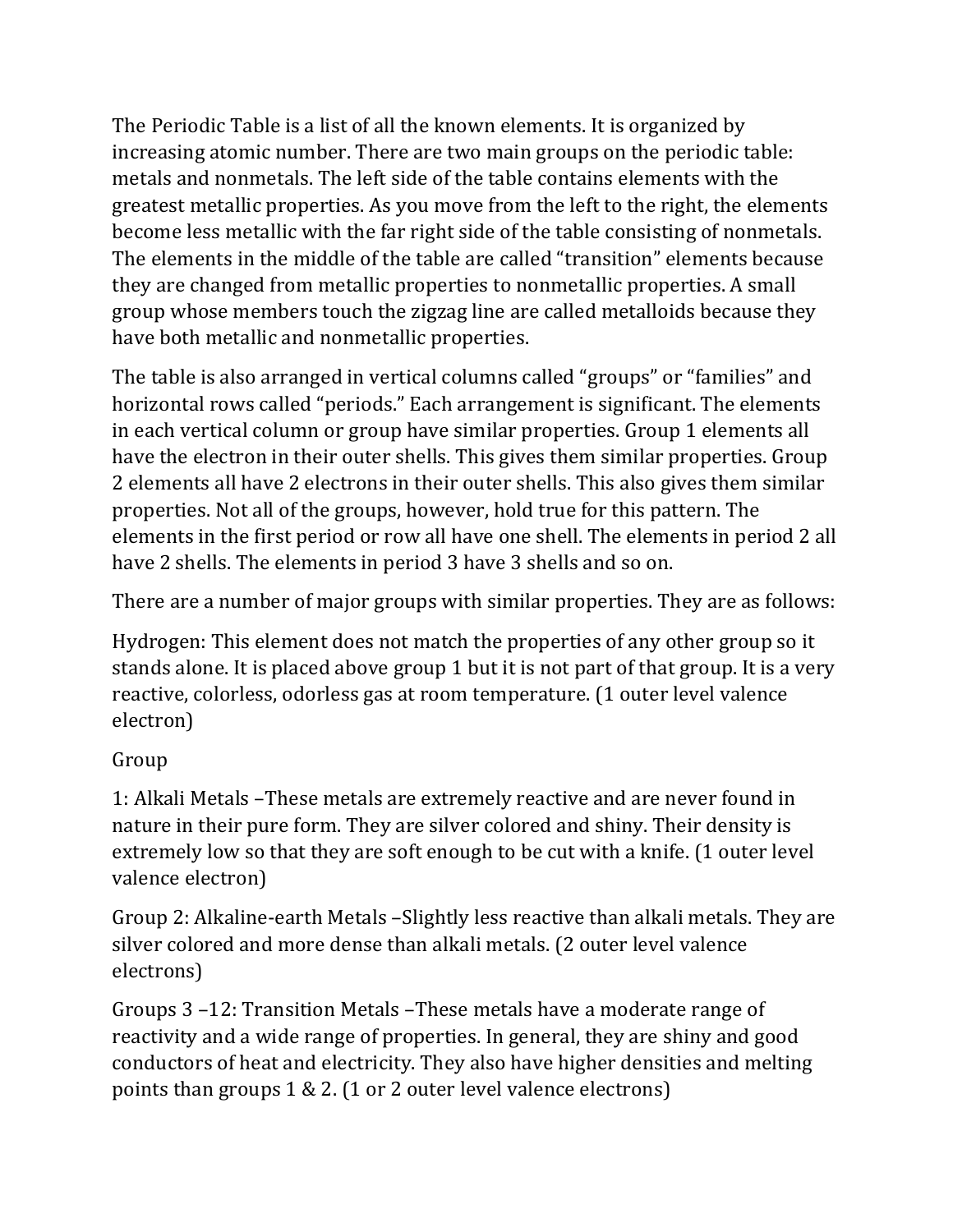The Periodic Table is a list of all the known elements. It is organized by increasing atomic number. There are two main groups on the periodic table: metals and nonmetals. The left side of the table contains elements with the greatest metallic properties. As you move from the left to the right, the elements become less metallic with the far right side of the table consisting of nonmetals. The elements in the middle of the table are called "transition" elements because they are changed from metallic properties to nonmetallic properties. A small group whose members touch the zigzag line are called metalloids because they have both metallic and nonmetallic properties.

The table is also arranged in vertical columns called "groups" or "families" and horizontal rows called "periods." Each arrangement is significant. The elements in each vertical column or group have similar properties. Group 1 elements all have the electron in their outer shells. This gives them similar properties. Group 2 elements all have 2 electrons in their outer shells. This also gives them similar properties. Not all of the groups, however, hold true for this pattern. The elements in the first period or row all have one shell. The elements in period 2 all have 2 shells. The elements in period 3 have 3 shells and so on.

There are a number of major groups with similar properties. They are as follows:

Hydrogen: This element does not match the properties of any other group so it stands alone. It is placed above group 1 but it is not part of that group. It is a very reactive, colorless, odorless gas at room temperature. (1 outer level valence electron)

Group

1: Alkali Metals –These metals are extremely reactive and are never found in nature in their pure form. They are silver colored and shiny. Their density is extremely low so that they are soft enough to be cut with a knife. (1 outer level valence electron)

Group 2: Alkaline-earth Metals –Slightly less reactive than alkali metals. They are silver colored and more dense than alkali metals. (2 outer level valence electrons)

Groups 3 –12: Transition Metals –These metals have a moderate range of reactivity and a wide range of properties. In general, they are shiny and good conductors of heat and electricity. They also have higher densities and melting points than groups 1 & 2. (1 or 2 outer level valence electrons)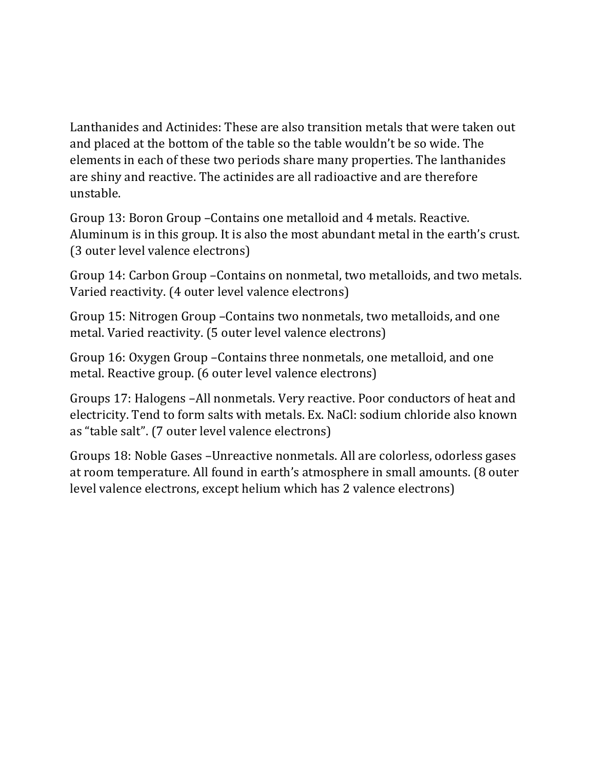Lanthanides and Actinides: These are also transition metals that were taken out and placed at the bottom of the table so the table wouldn't be so wide. The elements in each of these two periods share many properties. The lanthanides are shiny and reactive. The actinides are all radioactive and are therefore unstable.

Group 13: Boron Group –Contains one metalloid and 4 metals. Reactive. Aluminum is in this group. It is also the most abundant metal in the earth's crust. (3 outer level valence electrons)

Group 14: Carbon Group –Contains on nonmetal, two metalloids, and two metals. Varied reactivity. (4 outer level valence electrons)

Group 15: Nitrogen Group –Contains two nonmetals, two metalloids, and one metal. Varied reactivity. (5 outer level valence electrons)

Group 16: Oxygen Group –Contains three nonmetals, one metalloid, and one metal. Reactive group. (6 outer level valence electrons)

Groups 17: Halogens –All nonmetals. Very reactive. Poor conductors of heat and electricity. Tend to form salts with metals. Ex. $NaCl$: sodium chloride also known as "table salt". (7 outer level valence electrons)

Groups 18: Noble Gases –Unreactive nonmetals. All are colorless, odorless gases at room temperature. All found in earth's atmosphere in small amounts. (8 outer level valence electrons, except helium which has 2 valence electrons)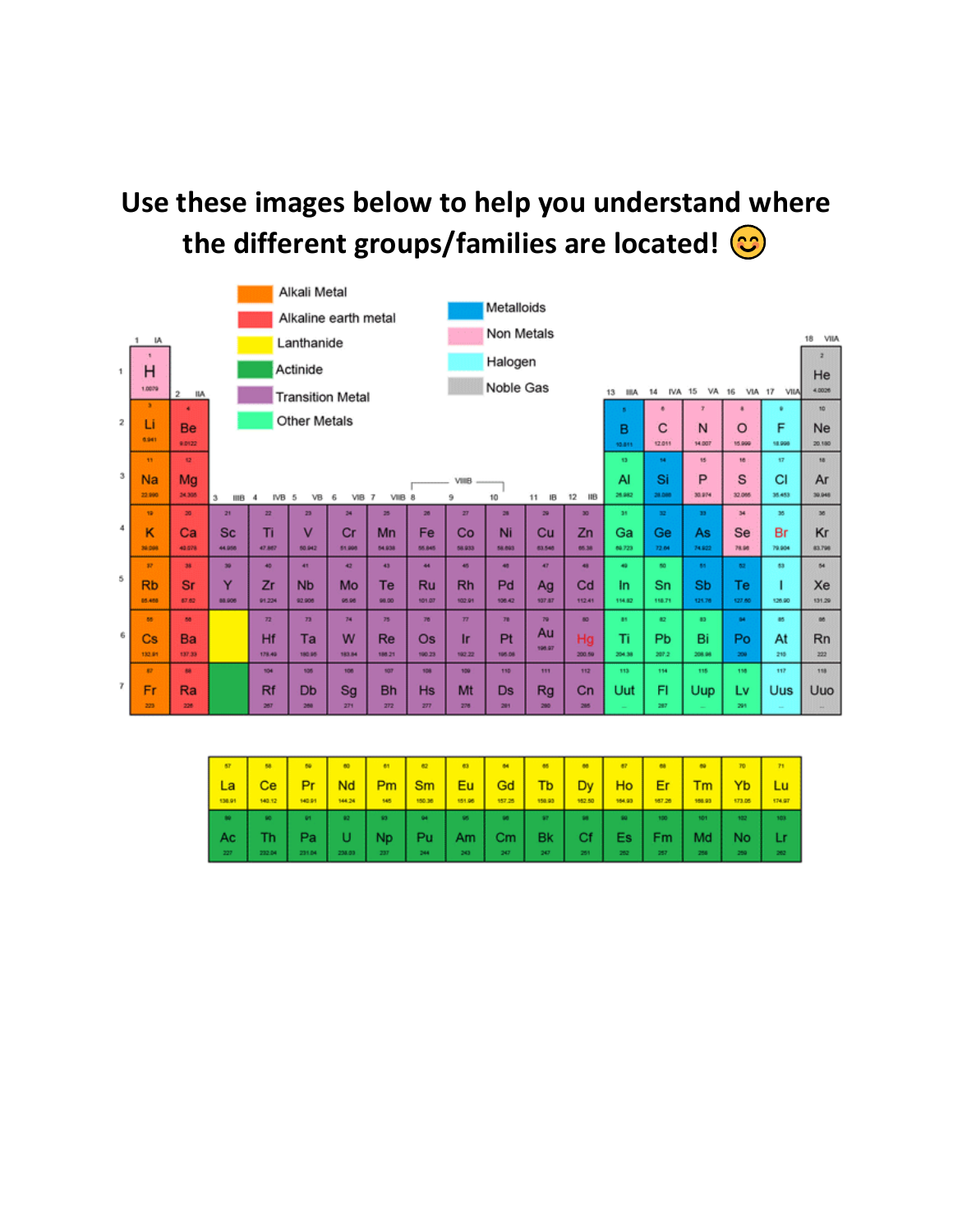# Use these images below to help you understand where the different groups/families are located! 😊

**Legend:**

- Alkali Metal
- Alkaline earth metal
- Lanthanide
- Actinide
- Transition Metal
- Other Metals
- Metalloids
- Non Metals
- Halogen
- Noble Gas

| | 1 IA | 2 IIA | 3 IIIB | 4 IVB | 5 VB | 6 VIB | 7 VIIB | 8 VIIIB | 9 VIIIB | 10 VIIIB | 11 IB | 12 IIB | 13 IIIA | 14 IVA | 15 VA | 16 VIA | 17 VIIA | 18 VIIA |
|---|---|---|---|---|---|---|---|---|---|---|---|---|---|---|---|---|---|---|
| 1 | 1 H 1.0079 | | | | | | | | | | | | | | | | | 2 He 4.0026 |
| 2 | 3 Li 6.941 | 4 Be 9.0122 | | | | | | | | | | | 5 B 10.811 | 6 C 12.011 | 7 N 14.007 | 8 O 15.999 | 9 F 18.998 | 10 Ne 20.180 |
| 3 | 11 Na 22.990 | 12 Mg 24.305 | | | | | | | | | | | 13 Al 26.982 | 14 Si 28.086 | 15 P 30.974 | 16 S 32.065 | 17 Cl 35.453 | 18 Ar 39.948 |
| 4 | 19 K 39.098 | 20 Ca 40.078 | 21 Sc 44.956 | 22 Ti 47.867 | 23 V 50.942 | 24 Cr 51.996 | 25 Mn 54.938 | 26 Fe 55.845 | 27 Co 58.933 | 28 Ni 58.693 | 29 Cu 63.546 | 30 Zn 65.38 | 31 Ga 69.723 | 32 Ge 72.64 | 33 As 74.922 | 34 Se 78.96 | 35 Br 79.904 | 36 Kr 83.798 |
| 5 | 37 Rb 85.468 | 38 Sr 87.62 | 39 Y 88.906 | 40 Zr 91.224 | 41 Nb 92.906 | 42 Mo 95.96 | 43 Te 98.00 | 44 Ru 101.07 | 45 Rh 102.91 | 46 Pd 106.42 | 47 Ag 107.87 | 48 Cd 112.41 | 49 In 114.82 | 50 Sn 118.71 | 51 Sb 121.76 | 52 Te 127.60 | 53 I 126.90 | 54 Xe 131.29 |
| 6 | 55 Cs 132.91 | 56 Ba 137.33 | | 72 Hf 178.49 | 73 Ta 180.95 | 74 W 183.84 | 75 Re 186.21 | 76 Os 190.23 | 77 Ir 192.22 | 78 Pt 195.08 | 79 Au 196.97 | 80 Hg 200.59 | 81 Ti 204.38 | 82 Pb 207.2 | 83 Bi 208.98 | 84 Po 209 | 85 At 210 | 86 Rn 222 |
| 7 | 87 Fr 223 | 88 Ra 226 | | 104 Rf 267 | 105 Db 268 | 106 Sg 271 | 107 Bh 272 | 108 Hs 277 | 109 Mt 276 | 110 Ds 281 | 111 Rg 280 | 112 Cn 285 | 113 Uut ... | 114 Fl 287 | 115 Uup ... | 116 Lv 291 | 117 Uus ... | 118 Uuo ... |

| 57 La 138.91 | 58 Ce 140.12 | 59 Pr 140.91 | 60 Nd 144.24 | 61 Pm 145 | 62 Sm 150.36 | 63 Eu 151.96 | 64 Gd 157.25 | 65 Tb 158.93 | 66 Dy 162.50 | 67 Ho 164.93 | 68 Er 167.26 | 69 Tm 168.93 | 70 Yb 173.05 | 71 Lu 174.97 |
|---|---|---|---|---|---|---|---|---|---|---|---|---|---|---|
| 89 Ac 227 | 90 Th 232.04 | 91 Pa 231.04 | 92 U 238.03 | 93 Np 237 | 94 Pu 244 | 95 Am 243 | 96 Cm 247 | 97 Bk 247 | 98 Cf 251 | 99 Es 252 | 100 Fm 257 | 101 Md 258 | 102 No 259 | 103 Lr 262 |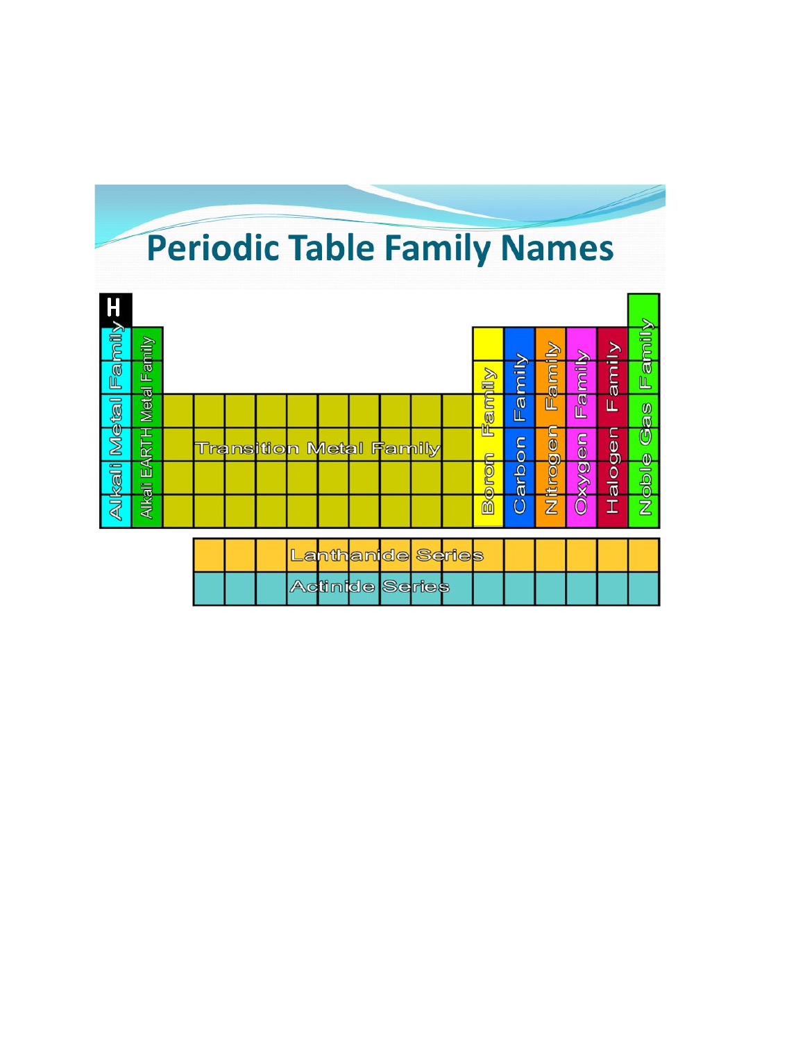# Periodic Table Family Names

H

Alkali Metal Family

Alkali EARTH Metal Family

Transition Metal Family

Boron Family

Carbon Family

Nitrogen Family

Oxygen Family

Halogen Family

Noble Gas Family

Lanthanide Series

Actinide Series